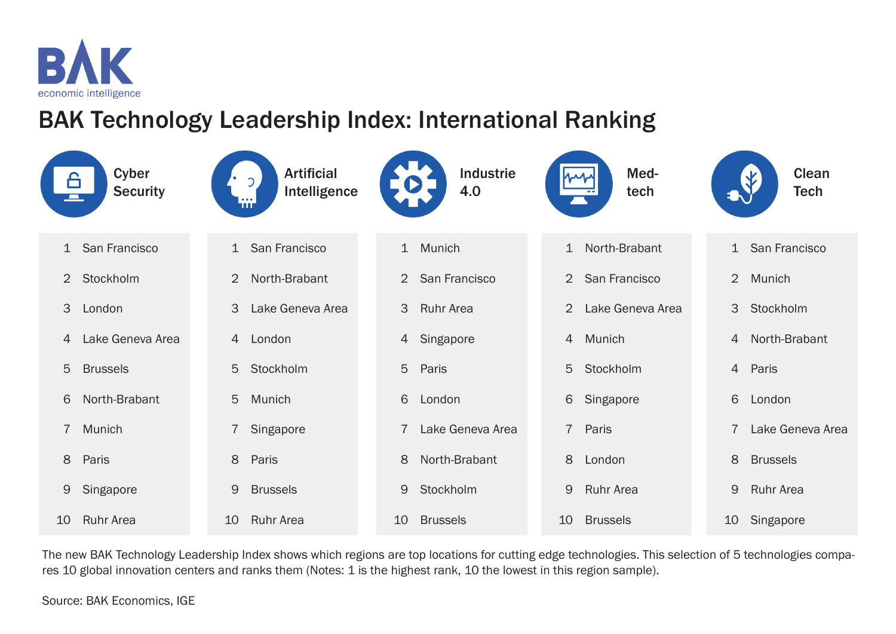BAK
economic intelligence

# BAK Technology Leadership Index: International Ranking

| Cyber Security | | Artificial Intelligence | | Industrie 4.0 | | Med-tech | | Clean Tech | |
|---|---|---|---|---|---|---|---|---|---|
| 1 | San Francisco | 1 | San Francisco | 1 | Munich | 1 | North-Brabant | 1 | San Francisco |
| 2 | Stockholm | 2 | North-Brabant | 2 | San Francisco | 2 | San Francisco | 2 | Munich |
| 3 | London | 3 | Lake Geneva Area | 3 | Ruhr Area | 2 | Lake Geneva Area | 3 | Stockholm |
| 4 | Lake Geneva Area | 4 | London | 4 | Singapore | 4 | Munich | 4 | North-Brabant |
| 5 | Brussels | 5 | Stockholm | 5 | Paris | 5 | Stockholm | 4 | Paris |
| 6 | North-Brabant | 5 | Munich | 6 | London | 6 | Singapore | 6 | London |
| 7 | Munich | 7 | Singapore | 7 | Lake Geneva Area | 7 | Paris | 7 | Lake Geneva Area |
| 8 | Paris | 8 | Paris | 8 | North-Brabant | 8 | London | 8 | Brussels |
| 9 | Singapore | 9 | Brussels | 9 | Stockholm | 9 | Ruhr Area | 9 | Ruhr Area |
| 10 | Ruhr Area | 10 | Ruhr Area | 10 | Brussels | 10 | Brussels | 10 | Singapore |

The new BAK Technology Leadership Index shows which regions are top locations for cutting edge technologies. This selection of 5 technologies compares 10 global innovation centers and ranks them (Notes: 1 is the highest rank, 10 the lowest in this region sample).

Source: BAK Economics, IGE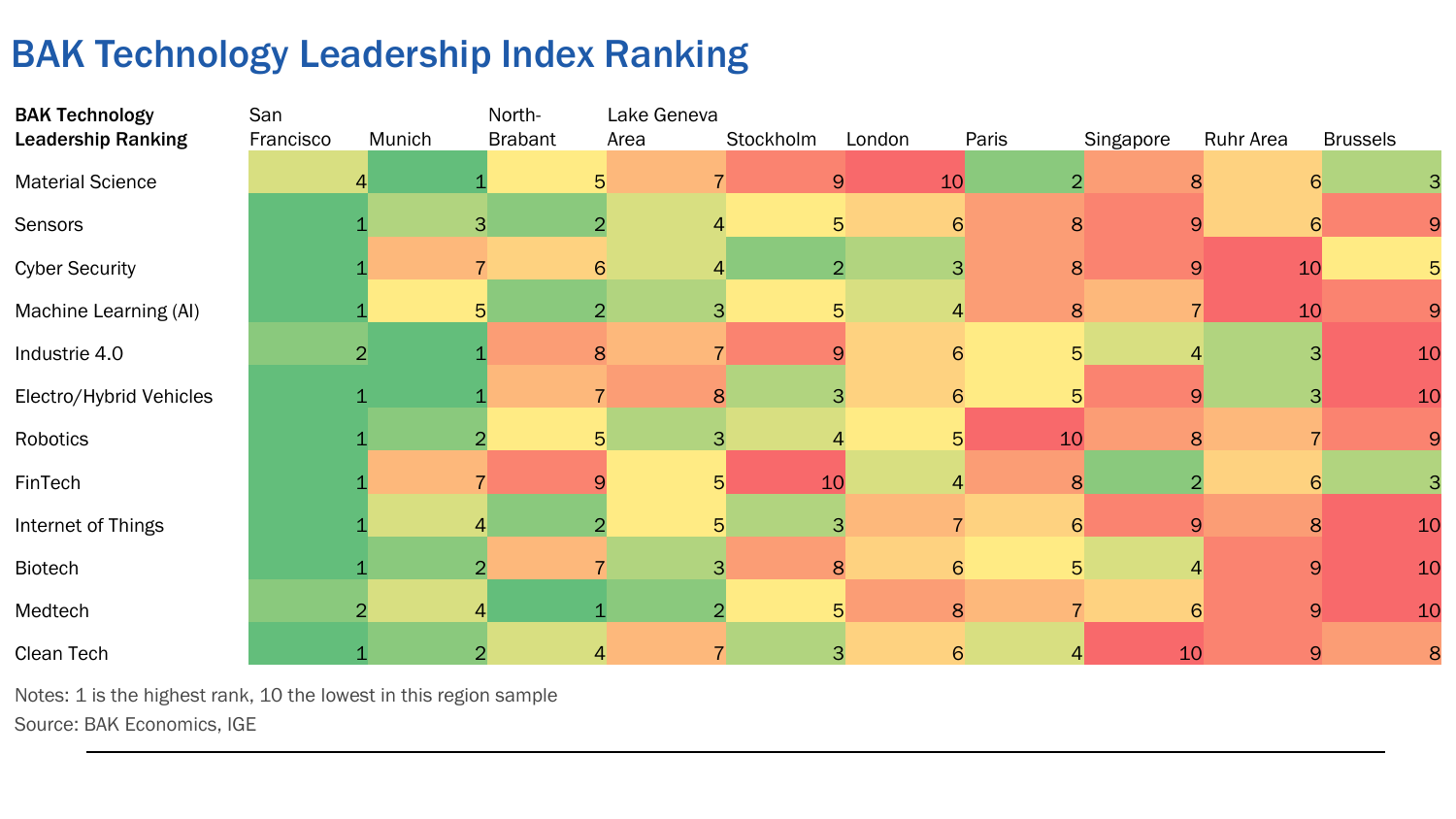# BAK Technology Leadership Index Ranking

| BAK Technology Leadership Ranking | San Francisco | Munich | North-Brabant | Lake Geneva Area | Stockholm | London | Paris | Singapore | Ruhr Area | Brussels |
|---|---|---|---|---|---|---|---|---|---|---|
| Material Science | 4 | 1 | 5 | 7 | 9 | 10 | 2 | 8 | 6 | 3 |
| Sensors | 1 | 3 | 2 | 4 | 5 | 6 | 8 | 9 | 6 | 9 |
| Cyber Security | 1 | 7 | 6 | 4 | 2 | 3 | 8 | 9 | 10 | 5 |
| Machine Learning (AI) | 1 | 5 | 2 | 3 | 5 | 4 | 8 | 7 | 10 | 9 |
| Industrie 4.0 | 2 | 1 | 8 | 7 | 9 | 6 | 5 | 4 | 3 | 10 |
| Electro/Hybrid Vehicles | 1 | 1 | 7 | 8 | 3 | 6 | 5 | 9 | 3 | 10 |
| Robotics | 1 | 2 | 5 | 3 | 4 | 5 | 10 | 8 | 7 | 9 |
| FinTech | 1 | 7 | 9 | 5 | 10 | 4 | 8 | 2 | 6 | 3 |
| Internet of Things | 1 | 4 | 2 | 5 | 3 | 7 | 6 | 9 | 8 | 10 |
| Biotech | 1 | 2 | 7 | 3 | 8 | 6 | 5 | 4 | 9 | 10 |
| Medtech | 2 | 4 | 1 | 2 | 5 | 8 | 7 | 6 | 9 | 10 |
| Clean Tech | 1 | 2 | 4 | 7 | 3 | 6 | 4 | 10 | 9 | 8 |

Notes: 1 is the highest rank, 10 the lowest in this region sample

Source: BAK Economics, IGE